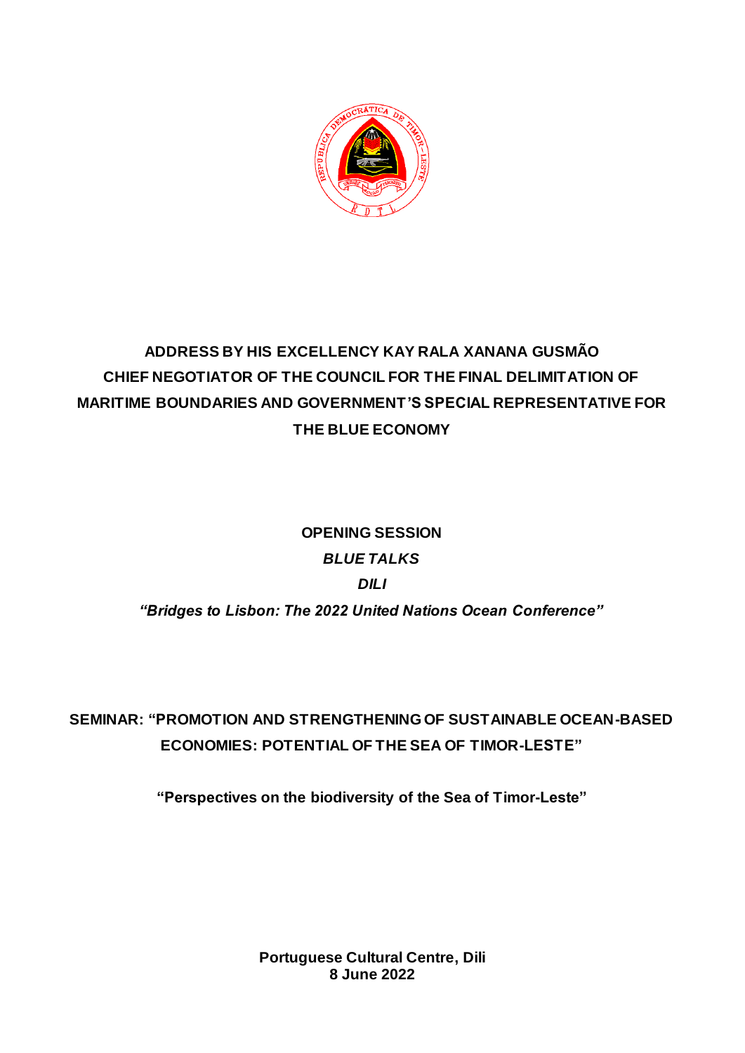# ADDRESS BY HIS EXCELLENCY KAY RALA XANANA GUSMÃO CHIEF NEGOTIATOR OF THE COUNCIL FOR THE FINAL DELIMITATION OF MARITIME BOUNDARIES AND GOVERNMENT'S SPECIAL REPRESENTATIVE FOR THE BLUE ECONOMY

**OPENING SESSION**

***BLUE TALKS***

***DILI***

***"Bridges to Lisbon: The 2022 United Nations Ocean Conference"***

## SEMINAR: "PROMOTION AND STRENGTHENING OF SUSTAINABLE OCEAN-BASED ECONOMIES: POTENTIAL OF THE SEA OF TIMOR-LESTE"

**"Perspectives on the biodiversity of the Sea of Timor-Leste"**

**Portuguese Cultural Centre, Dili**
**8 June 2022**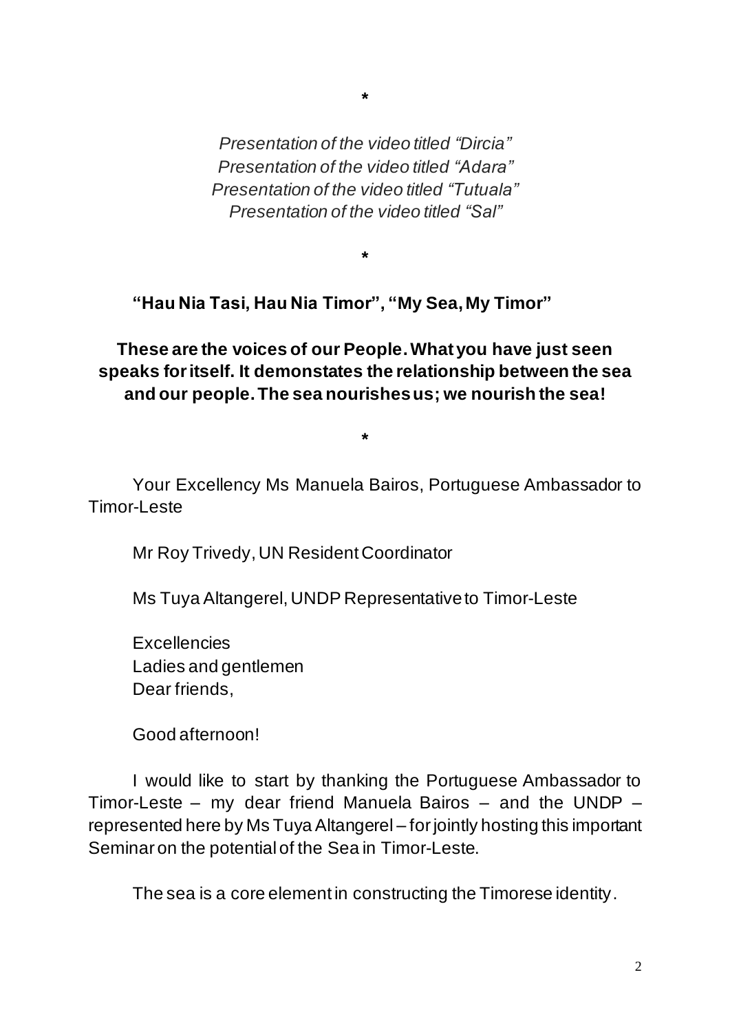*

*Presentation of the video titled "Dircia"*
*Presentation of the video titled "Adara"*
*Presentation of the video titled "Tutuala"*
*Presentation of the video titled "Sal"*

*

**"Hau Nia Tasi, Hau Nia Timor", "My Sea, My Timor"**

**These are the voices of our People. What you have just seen speaks for itself. It demonstates the relationship between the sea and our people. The sea nourishes us; we nourish the sea!**

*

Your Excellency Ms Manuela Bairos, Portuguese Ambassador to Timor-Leste

Mr Roy Trivedy, UN Resident Coordinator

Ms Tuya Altangerel, UNDP Representative to Timor-Leste

Excellencies
Ladies and gentlemen
Dear friends,

Good afternoon!

I would like to start by thanking the Portuguese Ambassador to Timor-Leste – my dear friend Manuela Bairos – and the UNDP – represented here by Ms Tuya Altangerel – for jointly hosting this important Seminar on the potential of the Sea in Timor-Leste.

The sea is a core element in constructing the Timorese identity.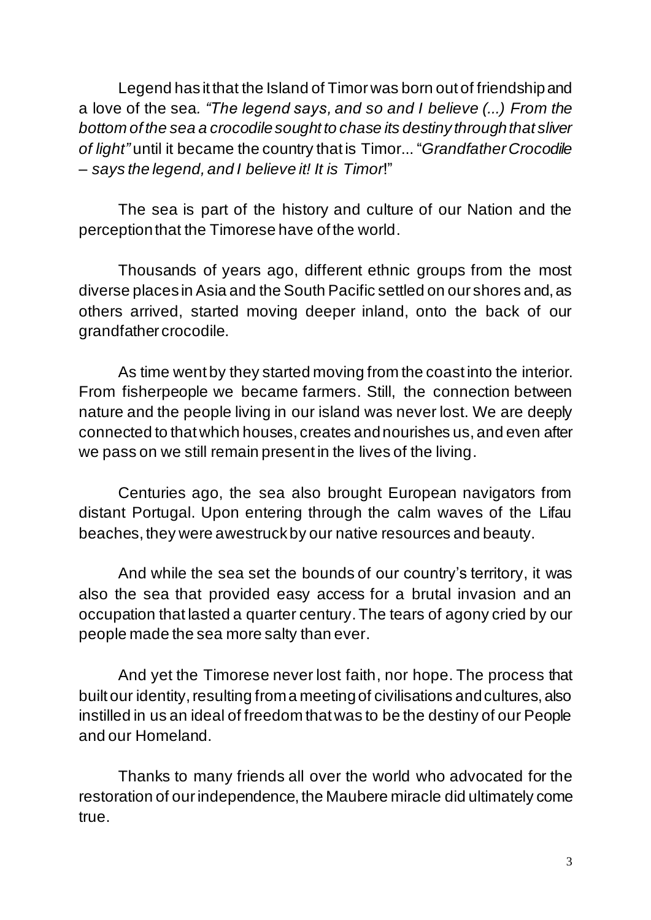Legend has it that the Island of Timor was born out of friendship and a love of the sea. *"The legend says, and so and I believe (...) From the bottom of the sea a crocodile sought to chase its destiny through that sliver of light"* until it became the country that is Timor... "*Grandfather Crocodile – says the legend, and I believe it! It is Timor*!"

The sea is part of the history and culture of our Nation and the perception that the Timorese have of the world.

Thousands of years ago, different ethnic groups from the most diverse places in Asia and the South Pacific settled on our shores and, as others arrived, started moving deeper inland, onto the back of our grandfather crocodile.

As time went by they started moving from the coast into the interior. From fisherpeople we became farmers. Still, the connection between nature and the people living in our island was never lost. We are deeply connected to that which houses, creates and nourishes us, and even after we pass on we still remain present in the lives of the living.

Centuries ago, the sea also brought European navigators from distant Portugal. Upon entering through the calm waves of the Lifau beaches, they were awestruck by our native resources and beauty.

And while the sea set the bounds of our country's territory, it was also the sea that provided easy access for a brutal invasion and an occupation that lasted a quarter century. The tears of agony cried by our people made the sea more salty than ever.

And yet the Timorese never lost faith, nor hope. The process that built our identity, resulting from a meeting of civilisations and cultures, also instilled in us an ideal of freedom that was to be the destiny of our People and our Homeland.

Thanks to many friends all over the world who advocated for the restoration of our independence, the Maubere miracle did ultimately come true.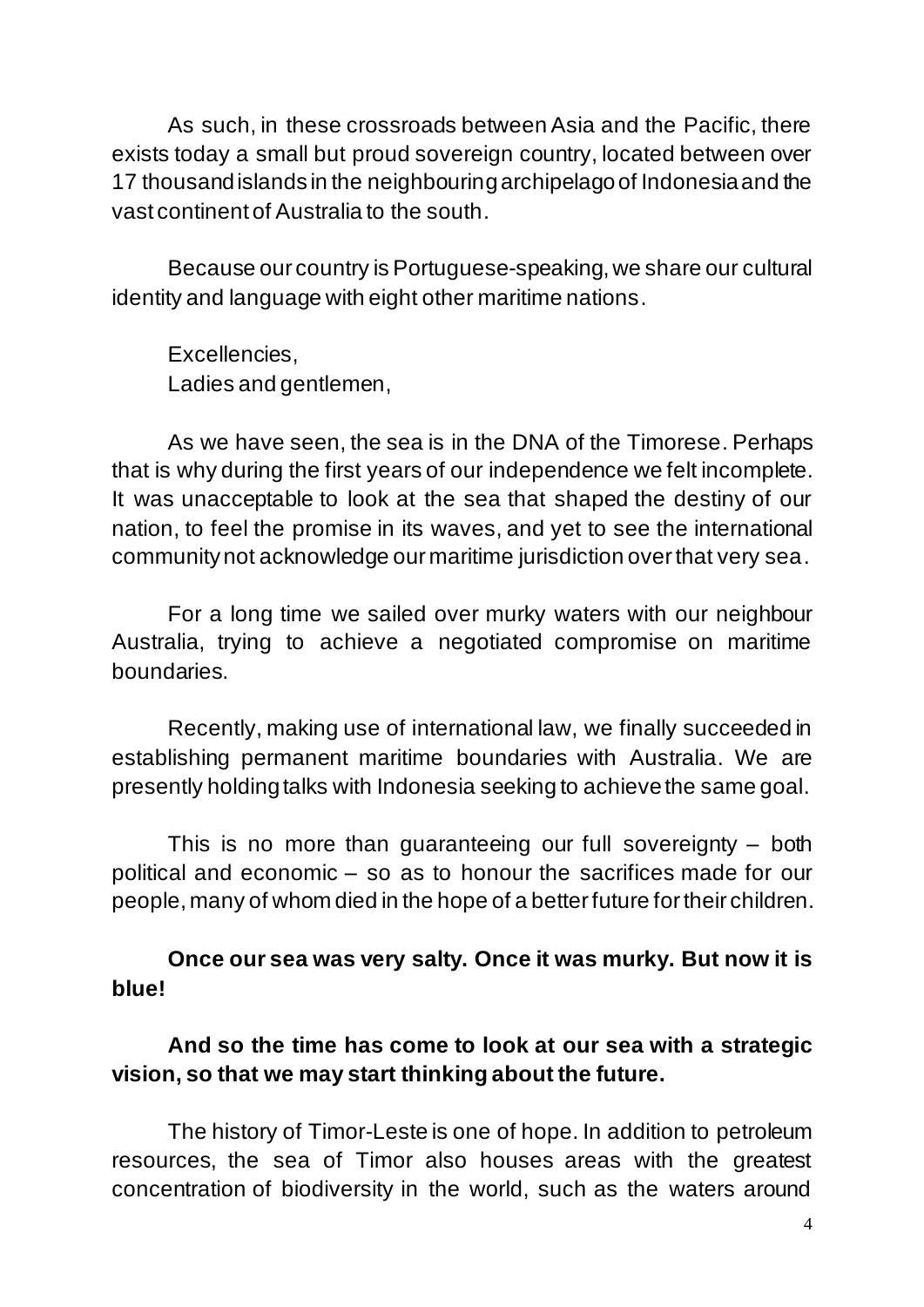As such, in these crossroads between Asia and the Pacific, there exists today a small but proud sovereign country, located between over 17 thousand islands in the neighbouring archipelago of Indonesia and the vast continent of Australia to the south.

Because our country is Portuguese-speaking, we share our cultural identity and language with eight other maritime nations.

Excellencies,
Ladies and gentlemen,

As we have seen, the sea is in the DNA of the Timorese. Perhaps that is why during the first years of our independence we felt incomplete. It was unacceptable to look at the sea that shaped the destiny of our nation, to feel the promise in its waves, and yet to see the international community not acknowledge our maritime jurisdiction over that very sea.

For a long time we sailed over murky waters with our neighbour Australia, trying to achieve a negotiated compromise on maritime boundaries.

Recently, making use of international law, we finally succeeded in establishing permanent maritime boundaries with Australia. We are presently holding talks with Indonesia seeking to achieve the same goal.

This is no more than guaranteeing our full sovereignty – both political and economic – so as to honour the sacrifices made for our people, many of whom died in the hope of a better future for their children.

**Once our sea was very salty. Once it was murky. But now it is blue!**

**And so the time has come to look at our sea with a strategic vision, so that we may start thinking about the future.**

The history of Timor-Leste is one of hope. In addition to petroleum resources, the sea of Timor also houses areas with the greatest concentration of biodiversity in the world, such as the waters around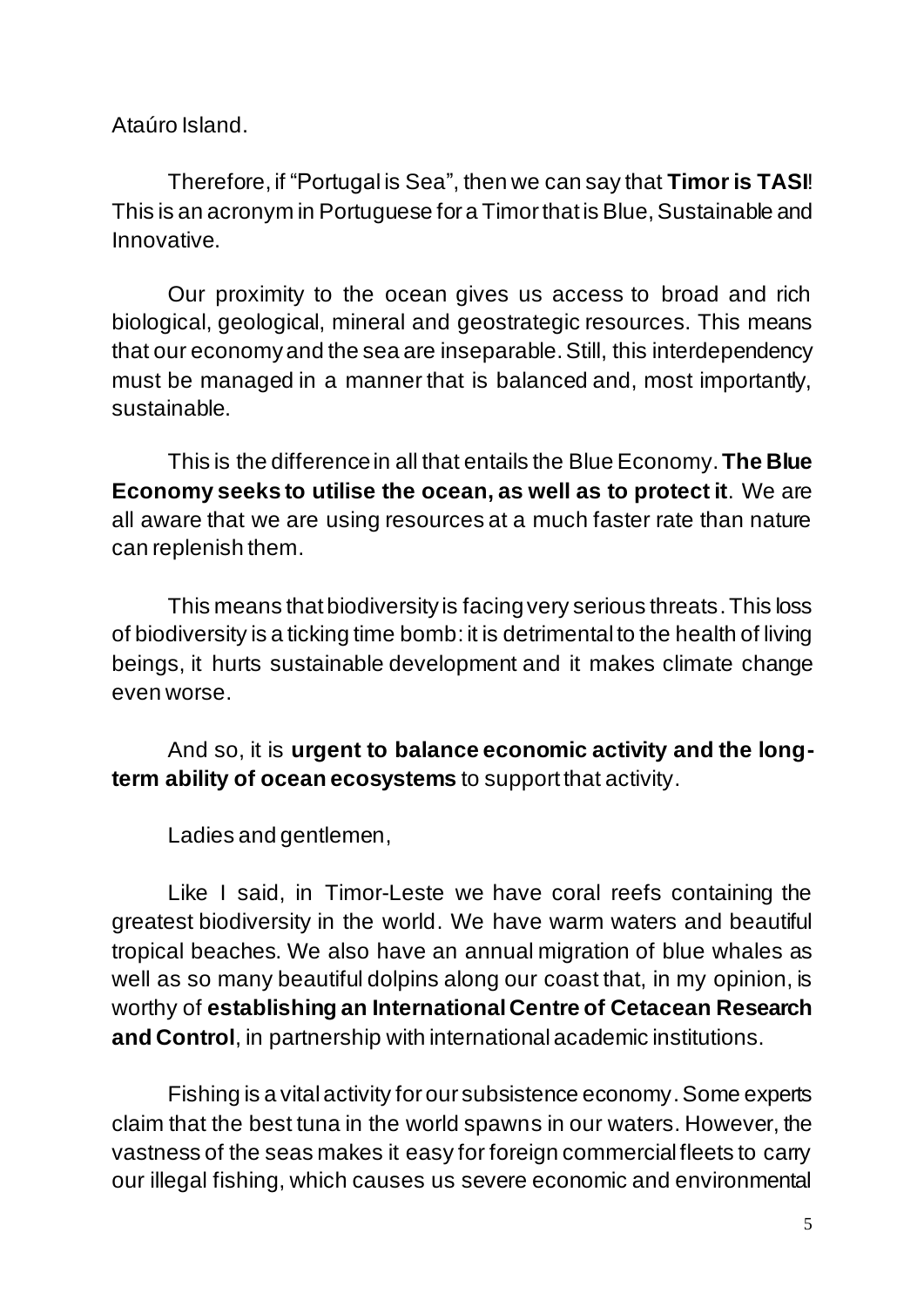Ataúro Island.

Therefore, if "Portugal is Sea", then we can say that **Timor is TASI**! This is an acronym in Portuguese for a Timor that is Blue, Sustainable and Innovative.

Our proximity to the ocean gives us access to broad and rich biological, geological, mineral and geostrategic resources. This means that our economy and the sea are inseparable. Still, this interdependency must be managed in a manner that is balanced and, most importantly, sustainable.

This is the difference in all that entails the Blue Economy. **The Blue Economy seeks to utilise the ocean, as well as to protect it**. We are all aware that we are using resources at a much faster rate than nature can replenish them.

This means that biodiversity is facing very serious threats. This loss of biodiversity is a ticking time bomb: it is detrimental to the health of living beings, it hurts sustainable development and it makes climate change even worse.

And so, it is **urgent to balance economic activity and the long-term ability of ocean ecosystems** to support that activity.

Ladies and gentlemen,

Like I said, in Timor-Leste we have coral reefs containing the greatest biodiversity in the world. We have warm waters and beautiful tropical beaches. We also have an annual migration of blue whales as well as so many beautiful dolpins along our coast that, in my opinion, is worthy of **establishing an International Centre of Cetacean Research and Control**, in partnership with international academic institutions.

Fishing is a vital activity for our subsistence economy. Some experts claim that the best tuna in the world spawns in our waters. However, the vastness of the seas makes it easy for foreign commercial fleets to carry our illegal fishing, which causes us severe economic and environmental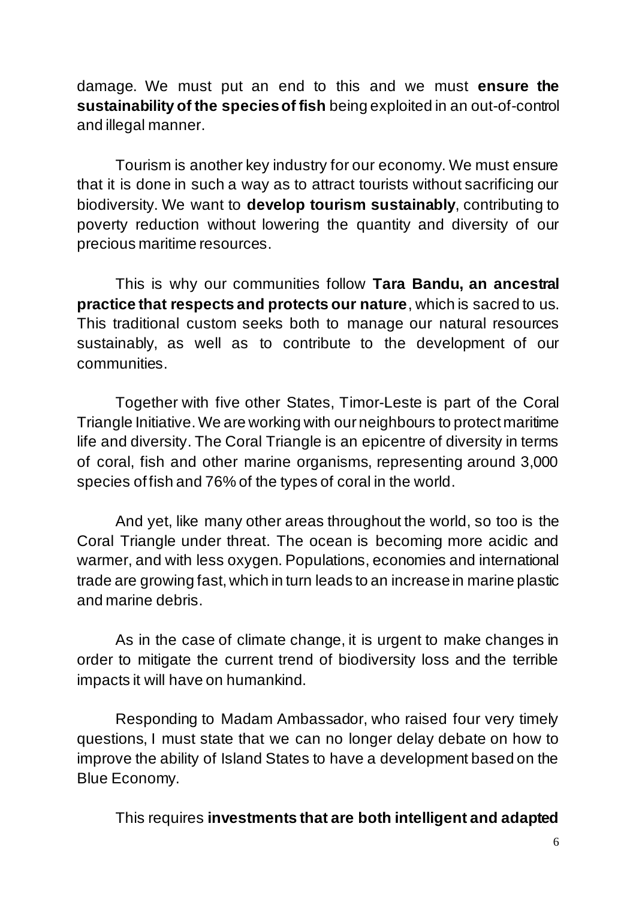damage. We must put an end to this and we must **ensure the sustainability of the species of fish** being exploited in an out-of-control and illegal manner.

Tourism is another key industry for our economy. We must ensure that it is done in such a way as to attract tourists without sacrificing our biodiversity. We want to **develop tourism sustainably**, contributing to poverty reduction without lowering the quantity and diversity of our precious maritime resources.

This is why our communities follow **Tara Bandu, an ancestral practice that respects and protects our nature**, which is sacred to us. This traditional custom seeks both to manage our natural resources sustainably, as well as to contribute to the development of our communities.

Together with five other States, Timor-Leste is part of the Coral Triangle Initiative. We are working with our neighbours to protect maritime life and diversity. The Coral Triangle is an epicentre of diversity in terms of coral, fish and other marine organisms, representing around 3,000 species of fish and 76% of the types of coral in the world.

And yet, like many other areas throughout the world, so too is the Coral Triangle under threat. The ocean is becoming more acidic and warmer, and with less oxygen. Populations, economies and international trade are growing fast, which in turn leads to an increase in marine plastic and marine debris.

As in the case of climate change, it is urgent to make changes in order to mitigate the current trend of biodiversity loss and the terrible impacts it will have on humankind.

Responding to Madam Ambassador, who raised four very timely questions, I must state that we can no longer delay debate on how to improve the ability of Island States to have a development based on the Blue Economy.

This requires **investments that are both intelligent and adapted**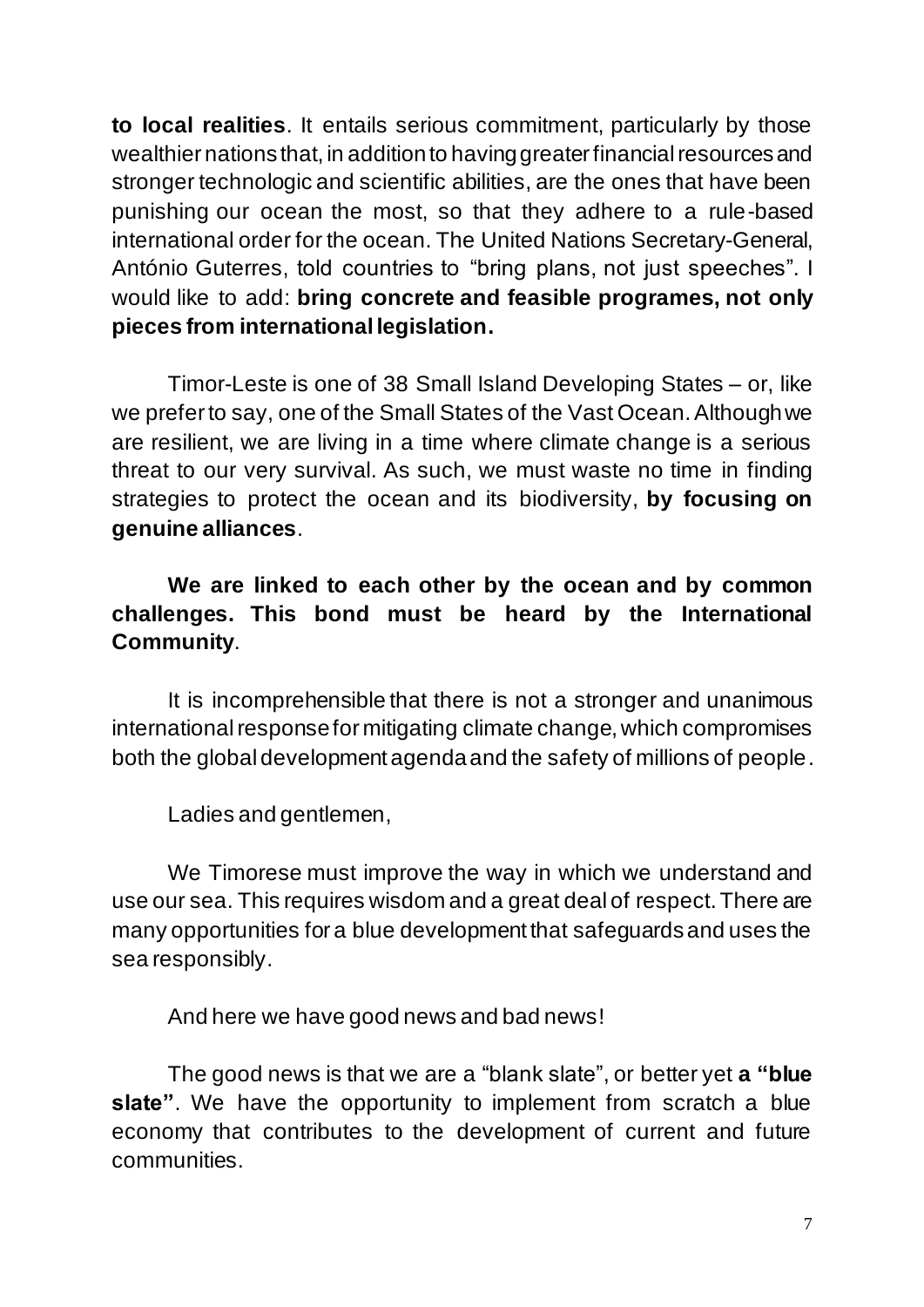**to local realities**. It entails serious commitment, particularly by those wealthier nations that, in addition to having greater financial resources and stronger technologic and scientific abilities, are the ones that have been punishing our ocean the most, so that they adhere to a rule-based international order for the ocean. The United Nations Secretary-General, António Guterres, told countries to "bring plans, not just speeches". I would like to add: **bring concrete and feasible programes, not only pieces from international legislation.**

Timor-Leste is one of 38 Small Island Developing States – or, like we prefer to say, one of the Small States of the Vast Ocean. Although we are resilient, we are living in a time where climate change is a serious threat to our very survival. As such, we must waste no time in finding strategies to protect the ocean and its biodiversity, **by focusing on genuine alliances**.

**We are linked to each other by the ocean and by common challenges. This bond must be heard by the International Community**.

It is incomprehensible that there is not a stronger and unanimous international response for mitigating climate change, which compromises both the global development agenda and the safety of millions of people.

Ladies and gentlemen,

We Timorese must improve the way in which we understand and use our sea. This requires wisdom and a great deal of respect. There are many opportunities for a blue development that safeguards and uses the sea responsibly.

And here we have good news and bad news!

The good news is that we are a "blank slate", or better yet **a "blue slate"**. We have the opportunity to implement from scratch a blue economy that contributes to the development of current and future communities.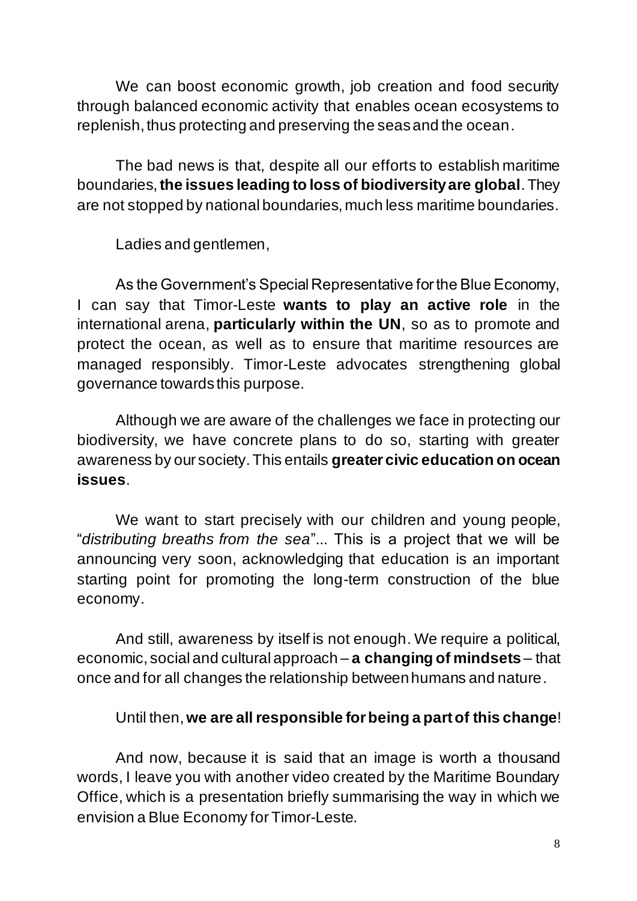We can boost economic growth, job creation and food security through balanced economic activity that enables ocean ecosystems to replenish, thus protecting and preserving the seas and the ocean.

The bad news is that, despite all our efforts to establish maritime boundaries, **the issues leading to loss of biodiversity are global**. They are not stopped by national boundaries, much less maritime boundaries.

Ladies and gentlemen,

As the Government's Special Representative for the Blue Economy, I can say that Timor-Leste **wants to play an active role** in the international arena, **particularly within the UN**, so as to promote and protect the ocean, as well as to ensure that maritime resources are managed responsibly. Timor-Leste advocates strengthening global governance towards this purpose.

Although we are aware of the challenges we face in protecting our biodiversity, we have concrete plans to do so, starting with greater awareness by our society. This entails **greater civic education on ocean issues**.

We want to start precisely with our children and young people, "*distributing breaths from the sea*"... This is a project that we will be announcing very soon, acknowledging that education is an important starting point for promoting the long-term construction of the blue economy.

And still, awareness by itself is not enough. We require a political, economic, social and cultural approach – **a changing of mindsets** – that once and for all changes the relationship between humans and nature.

Until then, **we are all responsible for being a part of this change**!

And now, because it is said that an image is worth a thousand words, I leave you with another video created by the Maritime Boundary Office, which is a presentation briefly summarising the way in which we envision a Blue Economy for Timor-Leste.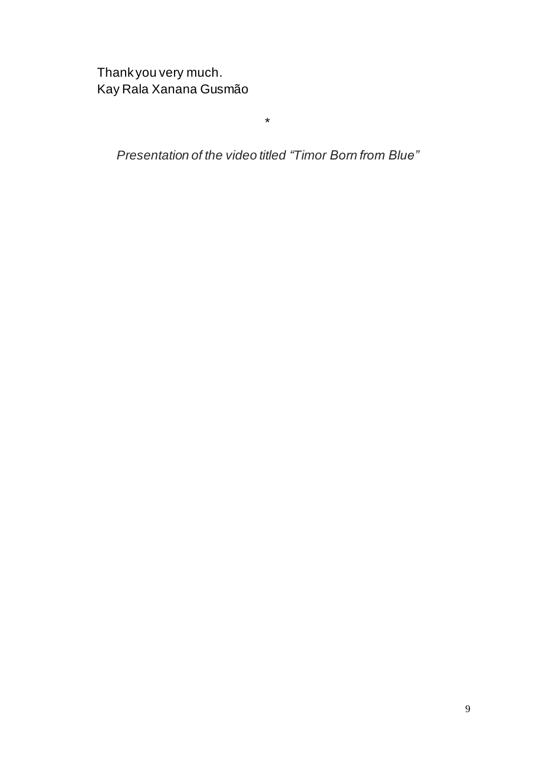Thank you very much.
Kay Rala Xanana Gusmão

*

*Presentation of the video titled “Timor Born from Blue”*